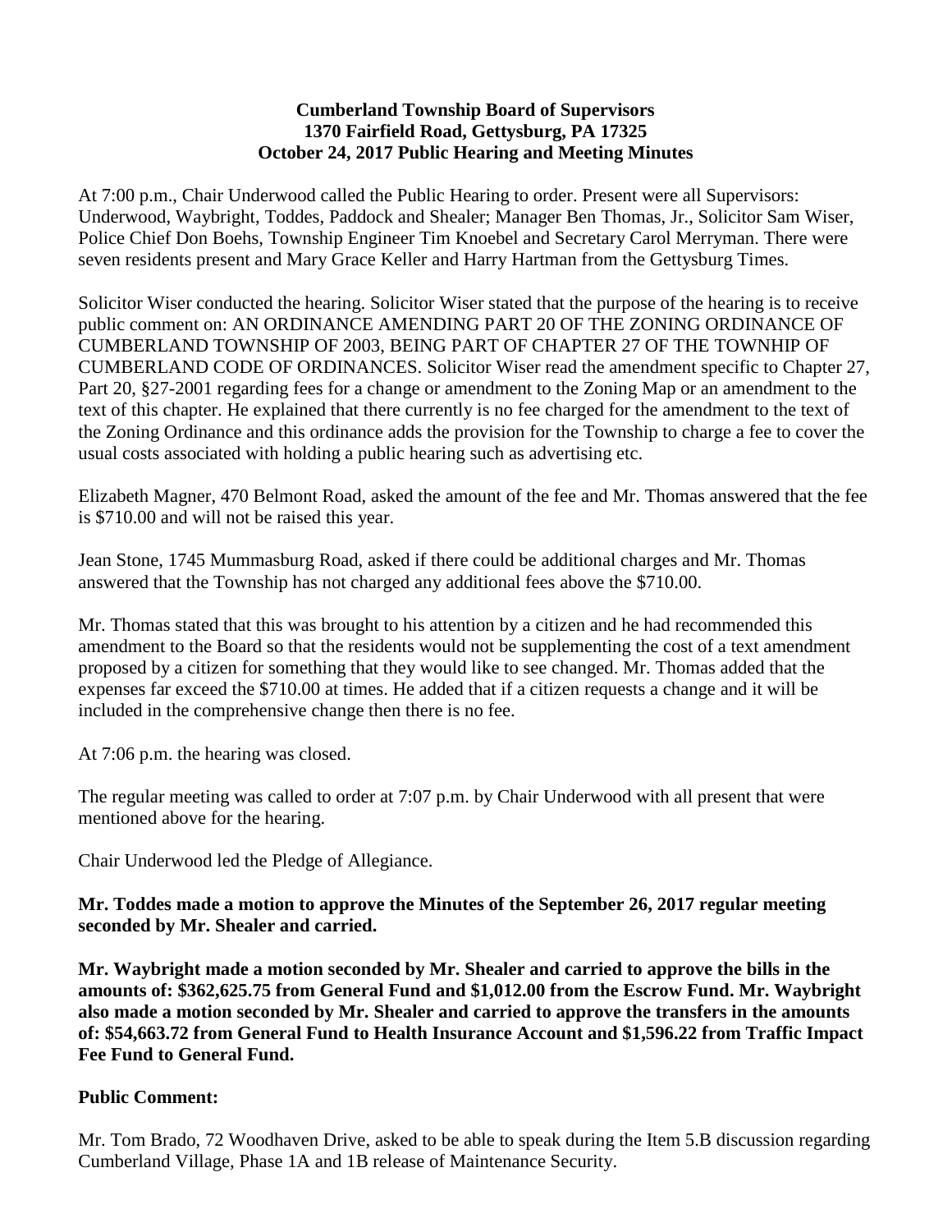**Cumberland Township Board of Supervisors**
**1370 Fairfield Road, Gettysburg, PA 17325**
**October 24, 2017 Public Hearing and Meeting Minutes**

At 7:00 p.m., Chair Underwood called the Public Hearing to order. Present were all Supervisors: Underwood, Waybright, Toddes, Paddock and Shealer; Manager Ben Thomas, Jr., Solicitor Sam Wiser, Police Chief Don Boehs, Township Engineer Tim Knoebel and Secretary Carol Merryman. There were seven residents present and Mary Grace Keller and Harry Hartman from the Gettysburg Times.

Solicitor Wiser conducted the hearing. Solicitor Wiser stated that the purpose of the hearing is to receive public comment on: AN ORDINANCE AMENDING PART 20 OF THE ZONING ORDINANCE OF CUMBERLAND TOWNSHIP OF 2003, BEING PART OF CHAPTER 27 OF THE TOWNHIP OF CUMBERLAND CODE OF ORDINANCES. Solicitor Wiser read the amendment specific to Chapter 27, Part 20, §27-2001 regarding fees for a change or amendment to the Zoning Map or an amendment to the text of this chapter. He explained that there currently is no fee charged for the amendment to the text of the Zoning Ordinance and this ordinance adds the provision for the Township to charge a fee to cover the usual costs associated with holding a public hearing such as advertising etc.

Elizabeth Magner, 470 Belmont Road, asked the amount of the fee and Mr. Thomas answered that the fee is $710.00 and will not be raised this year.

Jean Stone, 1745 Mummasburg Road, asked if there could be additional charges and Mr. Thomas answered that the Township has not charged any additional fees above the $710.00.

Mr. Thomas stated that this was brought to his attention by a citizen and he had recommended this amendment to the Board so that the residents would not be supplementing the cost of a text amendment proposed by a citizen for something that they would like to see changed. Mr. Thomas added that the expenses far exceed the $710.00 at times. He added that if a citizen requests a change and it will be included in the comprehensive change then there is no fee.

At 7:06 p.m. the hearing was closed.

The regular meeting was called to order at 7:07 p.m. by Chair Underwood with all present that were mentioned above for the hearing.

Chair Underwood led the Pledge of Allegiance.

**Mr. Toddes made a motion to approve the Minutes of the September 26, 2017 regular meeting seconded by Mr. Shealer and carried.**

**Mr. Waybright made a motion seconded by Mr. Shealer and carried to approve the bills in the amounts of: $362,625.75 from General Fund and $1,012.00 from the Escrow Fund. Mr. Waybright also made a motion seconded by Mr. Shealer and carried to approve the transfers in the amounts of: $54,663.72 from General Fund to Health Insurance Account and $1,596.22 from Traffic Impact Fee Fund to General Fund.**

**Public Comment:**

Mr. Tom Brado, 72 Woodhaven Drive, asked to be able to speak during the Item 5.B discussion regarding Cumberland Village, Phase 1A and 1B release of Maintenance Security.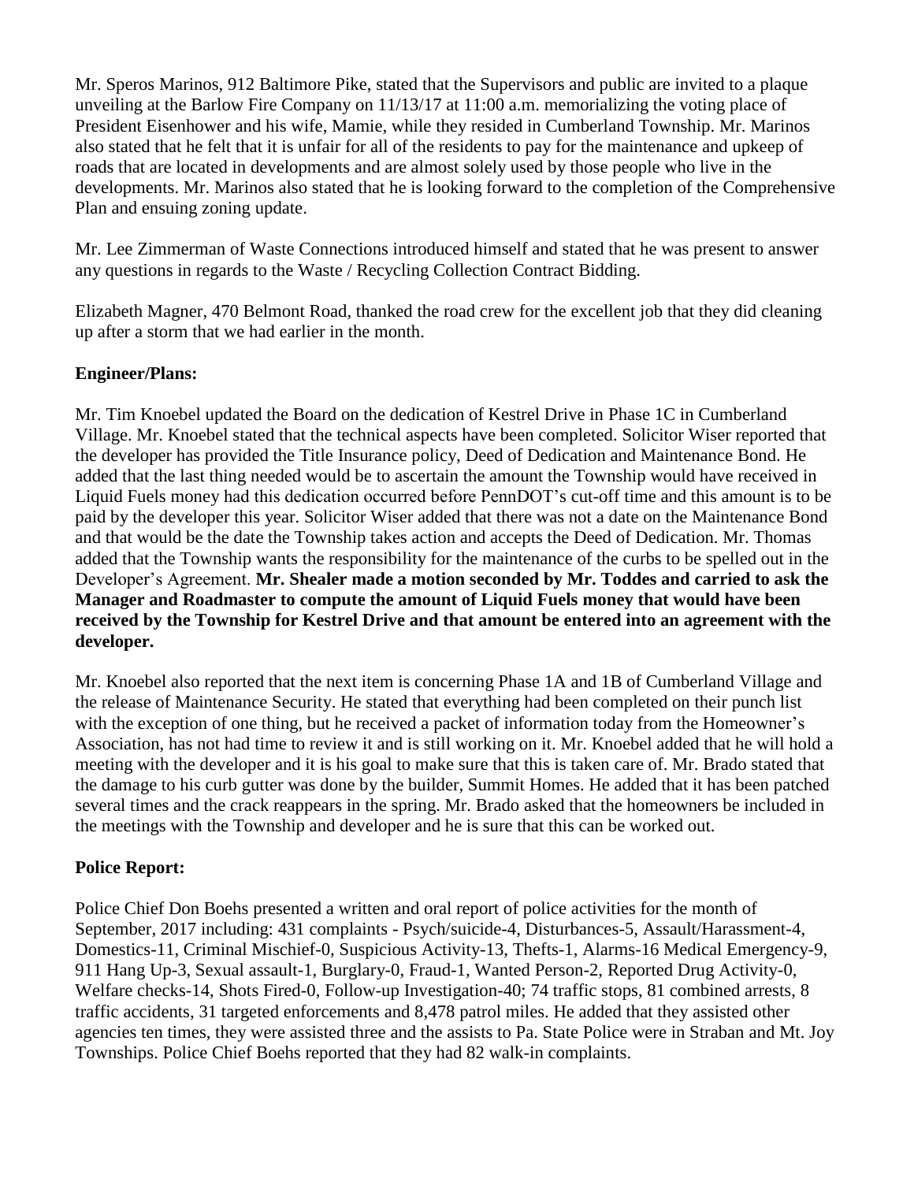Mr. Speros Marinos, 912 Baltimore Pike, stated that the Supervisors and public are invited to a plaque unveiling at the Barlow Fire Company on 11/13/17 at 11:00 a.m. memorializing the voting place of President Eisenhower and his wife, Mamie, while they resided in Cumberland Township. Mr. Marinos also stated that he felt that it is unfair for all of the residents to pay for the maintenance and upkeep of roads that are located in developments and are almost solely used by those people who live in the developments. Mr. Marinos also stated that he is looking forward to the completion of the Comprehensive Plan and ensuing zoning update.

Mr. Lee Zimmerman of Waste Connections introduced himself and stated that he was present to answer any questions in regards to the Waste / Recycling Collection Contract Bidding.

Elizabeth Magner, 470 Belmont Road, thanked the road crew for the excellent job that they did cleaning up after a storm that we had earlier in the month.

**Engineer/Plans:**

Mr. Tim Knoebel updated the Board on the dedication of Kestrel Drive in Phase 1C in Cumberland Village. Mr. Knoebel stated that the technical aspects have been completed. Solicitor Wiser reported that the developer has provided the Title Insurance policy, Deed of Dedication and Maintenance Bond. He added that the last thing needed would be to ascertain the amount the Township would have received in Liquid Fuels money had this dedication occurred before PennDOT's cut-off time and this amount is to be paid by the developer this year. Solicitor Wiser added that there was not a date on the Maintenance Bond and that would be the date the Township takes action and accepts the Deed of Dedication. Mr. Thomas added that the Township wants the responsibility for the maintenance of the curbs to be spelled out in the Developer's Agreement. **Mr. Shealer made a motion seconded by Mr. Toddes and carried to ask the Manager and Roadmaster to compute the amount of Liquid Fuels money that would have been received by the Township for Kestrel Drive and that amount be entered into an agreement with the developer.**

Mr. Knoebel also reported that the next item is concerning Phase 1A and 1B of Cumberland Village and the release of Maintenance Security. He stated that everything had been completed on their punch list with the exception of one thing, but he received a packet of information today from the Homeowner's Association, has not had time to review it and is still working on it. Mr. Knoebel added that he will hold a meeting with the developer and it is his goal to make sure that this is taken care of. Mr. Brado stated that the damage to his curb gutter was done by the builder, Summit Homes. He added that it has been patched several times and the crack reappears in the spring. Mr. Brado asked that the homeowners be included in the meetings with the Township and developer and he is sure that this can be worked out.

**Police Report:**

Police Chief Don Boehs presented a written and oral report of police activities for the month of September, 2017 including: 431 complaints - Psych/suicide-4, Disturbances-5, Assault/Harassment-4, Domestics-11, Criminal Mischief-0, Suspicious Activity-13, Thefts-1, Alarms-16 Medical Emergency-9, 911 Hang Up-3, Sexual assault-1, Burglary-0, Fraud-1, Wanted Person-2, Reported Drug Activity-0, Welfare checks-14, Shots Fired-0, Follow-up Investigation-40; 74 traffic stops, 81 combined arrests, 8 traffic accidents, 31 targeted enforcements and 8,478 patrol miles. He added that they assisted other agencies ten times, they were assisted three and the assists to Pa. State Police were in Straban and Mt. Joy Townships. Police Chief Boehs reported that they had 82 walk-in complaints.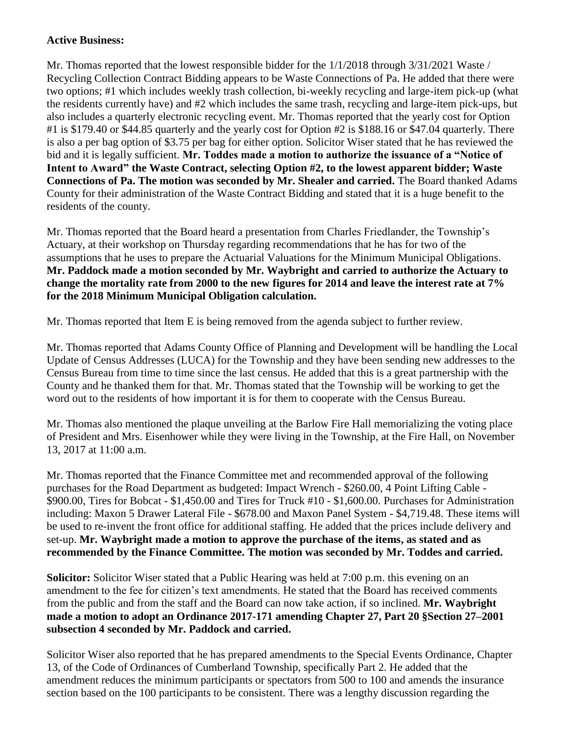**Active Business:**

Mr. Thomas reported that the lowest responsible bidder for the 1/1/2018 through 3/31/2021 Waste / Recycling Collection Contract Bidding appears to be Waste Connections of Pa. He added that there were two options; #1 which includes weekly trash collection, bi-weekly recycling and large-item pick-up (what the residents currently have) and #2 which includes the same trash, recycling and large-item pick-ups, but also includes a quarterly electronic recycling event. Mr. Thomas reported that the yearly cost for Option #1 is $179.40 or $44.85 quarterly and the yearly cost for Option #2 is $188.16 or $47.04 quarterly. There is also a per bag option of $3.75 per bag for either option. Solicitor Wiser stated that he has reviewed the bid and it is legally sufficient. **Mr. Toddes made a motion to authorize the issuance of a "Notice of Intent to Award" the Waste Contract, selecting Option #2, to the lowest apparent bidder; Waste Connections of Pa. The motion was seconded by Mr. Shealer and carried.** The Board thanked Adams County for their administration of the Waste Contract Bidding and stated that it is a huge benefit to the residents of the county.

Mr. Thomas reported that the Board heard a presentation from Charles Friedlander, the Township's Actuary, at their workshop on Thursday regarding recommendations that he has for two of the assumptions that he uses to prepare the Actuarial Valuations for the Minimum Municipal Obligations. **Mr. Paddock made a motion seconded by Mr. Waybright and carried to authorize the Actuary to change the mortality rate from 2000 to the new figures for 2014 and leave the interest rate at 7% for the 2018 Minimum Municipal Obligation calculation.**

Mr. Thomas reported that Item E is being removed from the agenda subject to further review.

Mr. Thomas reported that Adams County Office of Planning and Development will be handling the Local Update of Census Addresses (LUCA) for the Township and they have been sending new addresses to the Census Bureau from time to time since the last census. He added that this is a great partnership with the County and he thanked them for that. Mr. Thomas stated that the Township will be working to get the word out to the residents of how important it is for them to cooperate with the Census Bureau.

Mr. Thomas also mentioned the plaque unveiling at the Barlow Fire Hall memorializing the voting place of President and Mrs. Eisenhower while they were living in the Township, at the Fire Hall, on November 13, 2017 at 11:00 a.m.

Mr. Thomas reported that the Finance Committee met and recommended approval of the following purchases for the Road Department as budgeted: Impact Wrench - $260.00, 4 Point Lifting Cable - $900.00, Tires for Bobcat - $1,450.00 and Tires for Truck #10 - $1,600.00. Purchases for Administration including: Maxon 5 Drawer Lateral File - $678.00 and Maxon Panel System - $4,719.48. These items will be used to re-invent the front office for additional staffing. He added that the prices include delivery and set-up. **Mr. Waybright made a motion to approve the purchase of the items, as stated and as recommended by the Finance Committee. The motion was seconded by Mr. Toddes and carried.**

**Solicitor:** Solicitor Wiser stated that a Public Hearing was held at 7:00 p.m. this evening on an amendment to the fee for citizen's text amendments. He stated that the Board has received comments from the public and from the staff and the Board can now take action, if so inclined. **Mr. Waybright made a motion to adopt an Ordinance 2017-171 amending Chapter 27, Part 20 §Section 27–2001 subsection 4 seconded by Mr. Paddock and carried.**

Solicitor Wiser also reported that he has prepared amendments to the Special Events Ordinance, Chapter 13, of the Code of Ordinances of Cumberland Township, specifically Part 2. He added that the amendment reduces the minimum participants or spectators from 500 to 100 and amends the insurance section based on the 100 participants to be consistent. There was a lengthy discussion regarding the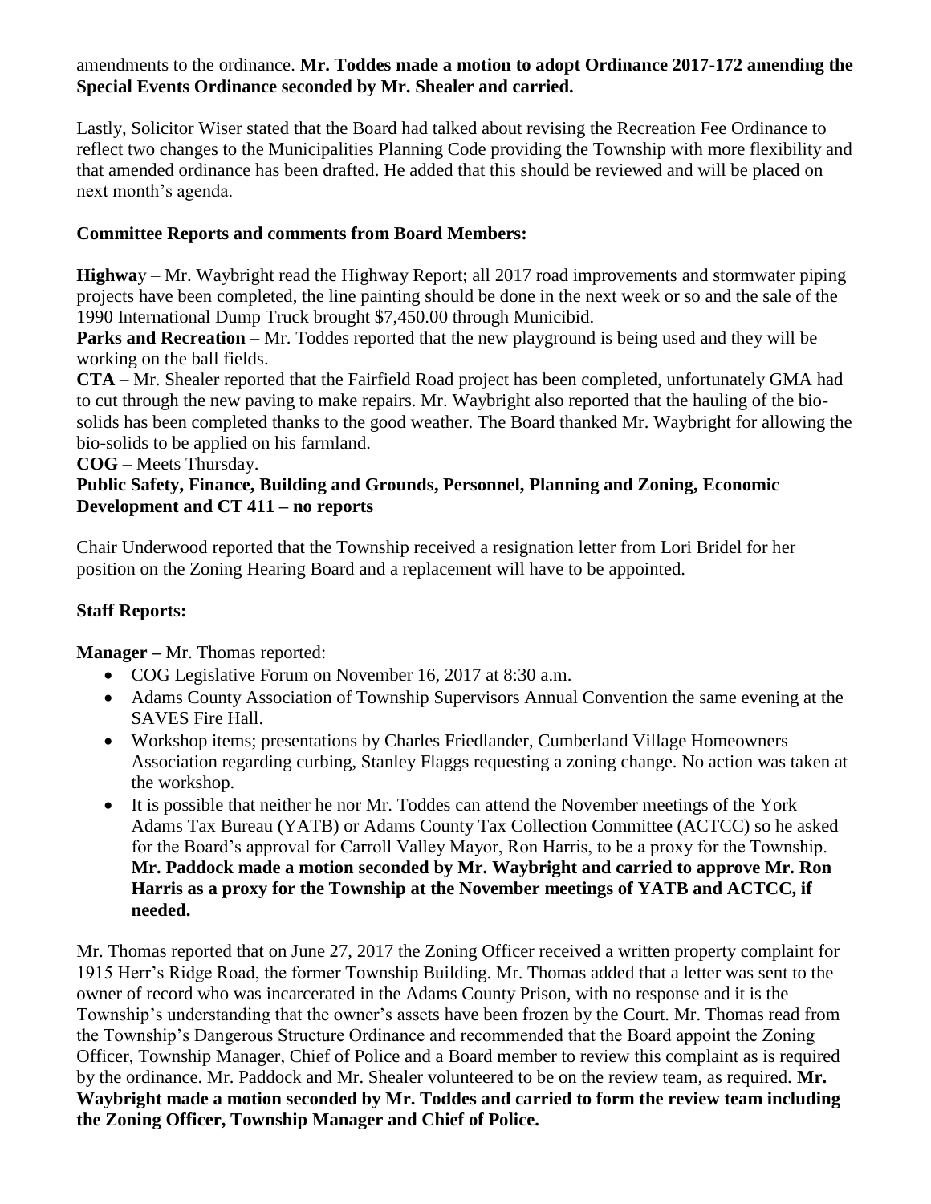amendments to the ordinance. **Mr. Toddes made a motion to adopt Ordinance 2017-172 amending the Special Events Ordinance seconded by Mr. Shealer and carried.**

Lastly, Solicitor Wiser stated that the Board had talked about revising the Recreation Fee Ordinance to reflect two changes to the Municipalities Planning Code providing the Township with more flexibility and that amended ordinance has been drafted. He added that this should be reviewed and will be placed on next month's agenda.

**Committee Reports and comments from Board Members:**

**Highway** – Mr. Waybright read the Highway Report; all 2017 road improvements and stormwater piping projects have been completed, the line painting should be done in the next week or so and the sale of the 1990 International Dump Truck brought $7,450.00 through Municibid.

**Parks and Recreation** – Mr. Toddes reported that the new playground is being used and they will be working on the ball fields.

**CTA** – Mr. Shealer reported that the Fairfield Road project has been completed, unfortunately GMA had to cut through the new paving to make repairs. Mr. Waybright also reported that the hauling of the bio-solids has been completed thanks to the good weather. The Board thanked Mr. Waybright for allowing the bio-solids to be applied on his farmland.

**COG** – Meets Thursday.

**Public Safety, Finance, Building and Grounds, Personnel, Planning and Zoning, Economic Development and CT 411 – no reports**

Chair Underwood reported that the Township received a resignation letter from Lori Bridel for her position on the Zoning Hearing Board and a replacement will have to be appointed.

**Staff Reports:**

**Manager –** Mr. Thomas reported:

- COG Legislative Forum on November 16, 2017 at 8:30 a.m.
- Adams County Association of Township Supervisors Annual Convention the same evening at the SAVES Fire Hall.
- Workshop items; presentations by Charles Friedlander, Cumberland Village Homeowners Association regarding curbing, Stanley Flaggs requesting a zoning change. No action was taken at the workshop.
- It is possible that neither he nor Mr. Toddes can attend the November meetings of the York Adams Tax Bureau (YATB) or Adams County Tax Collection Committee (ACTCC) so he asked for the Board's approval for Carroll Valley Mayor, Ron Harris, to be a proxy for the Township. **Mr. Paddock made a motion seconded by Mr. Waybright and carried to approve Mr. Ron Harris as a proxy for the Township at the November meetings of YATB and ACTCC, if needed.**

Mr. Thomas reported that on June 27, 2017 the Zoning Officer received a written property complaint for 1915 Herr's Ridge Road, the former Township Building. Mr. Thomas added that a letter was sent to the owner of record who was incarcerated in the Adams County Prison, with no response and it is the Township's understanding that the owner's assets have been frozen by the Court. Mr. Thomas read from the Township's Dangerous Structure Ordinance and recommended that the Board appoint the Zoning Officer, Township Manager, Chief of Police and a Board member to review this complaint as is required by the ordinance. Mr. Paddock and Mr. Shealer volunteered to be on the review team, as required. **Mr. Waybright made a motion seconded by Mr. Toddes and carried to form the review team including the Zoning Officer, Township Manager and Chief of Police.**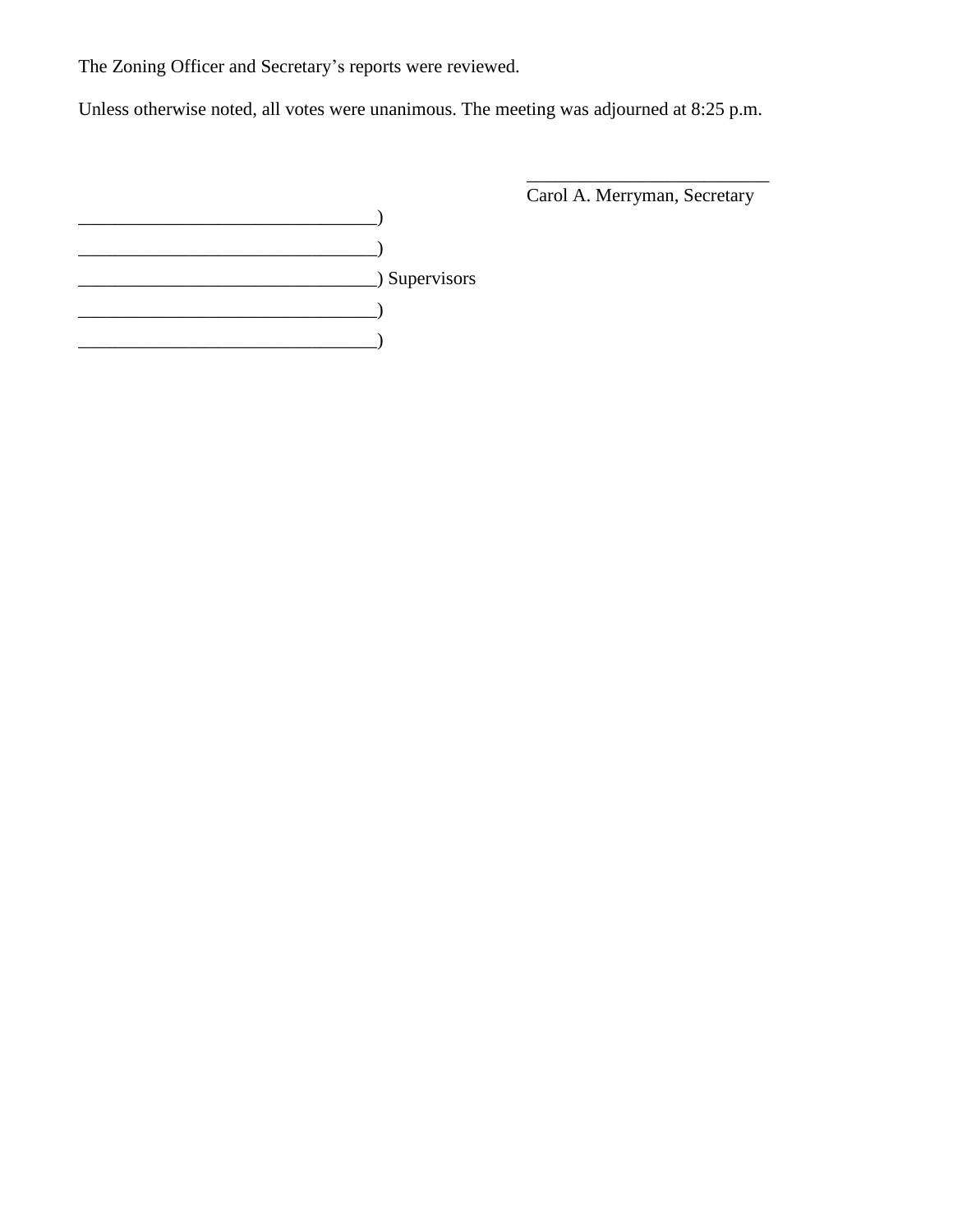The Zoning Officer and Secretary's reports were reviewed.

Unless otherwise noted, all votes were unanimous. The meeting was adjourned at 8:25 p.m.

___________________________
Carol A. Merryman, Secretary

_________________________________)
_________________________________)
_________________________________) Supervisors
_________________________________)
_________________________________)